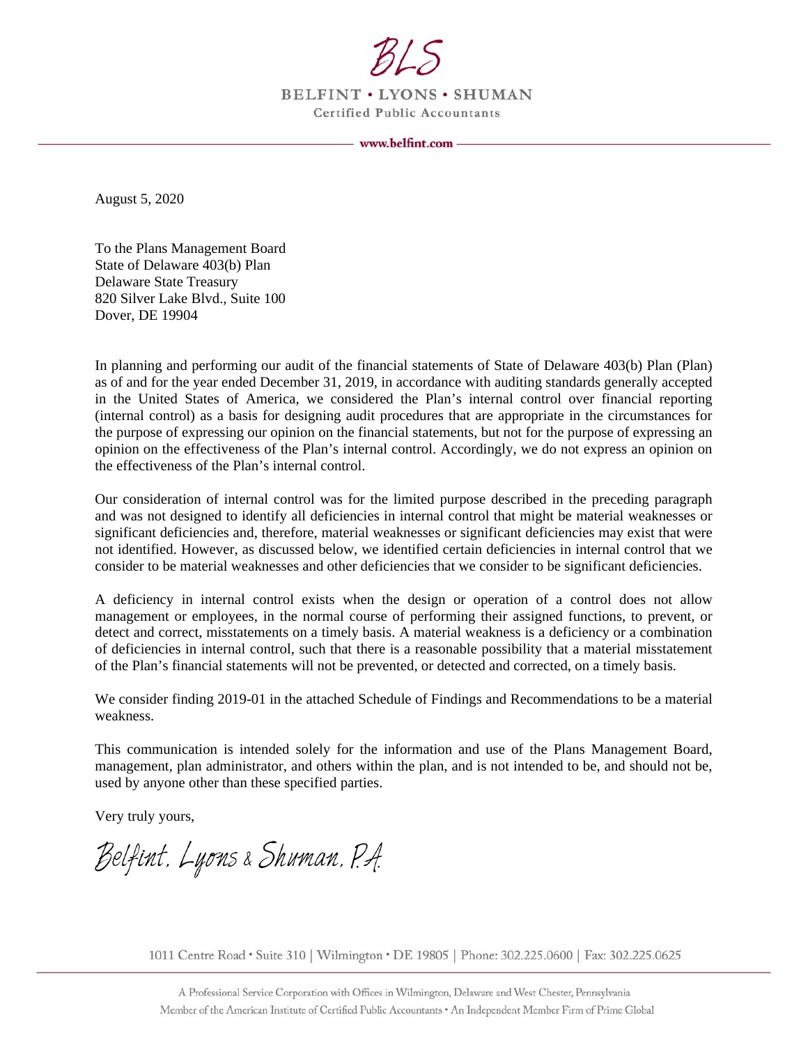BLS

BELFINT • LYONS • SHUMAN

Certified Public Accountants

www.belfint.com

August 5, 2020

To the Plans Management Board
State of Delaware 403(b) Plan
Delaware State Treasury
820 Silver Lake Blvd., Suite 100
Dover, DE 19904

In planning and performing our audit of the financial statements of State of Delaware 403(b) Plan (Plan) as of and for the year ended December 31, 2019, in accordance with auditing standards generally accepted in the United States of America, we considered the Plan's internal control over financial reporting (internal control) as a basis for designing audit procedures that are appropriate in the circumstances for the purpose of expressing our opinion on the financial statements, but not for the purpose of expressing an opinion on the effectiveness of the Plan's internal control. Accordingly, we do not express an opinion on the effectiveness of the Plan's internal control.

Our consideration of internal control was for the limited purpose described in the preceding paragraph and was not designed to identify all deficiencies in internal control that might be material weaknesses or significant deficiencies and, therefore, material weaknesses or significant deficiencies may exist that were not identified. However, as discussed below, we identified certain deficiencies in internal control that we consider to be material weaknesses and other deficiencies that we consider to be significant deficiencies.

A deficiency in internal control exists when the design or operation of a control does not allow management or employees, in the normal course of performing their assigned functions, to prevent, or detect and correct, misstatements on a timely basis. A material weakness is a deficiency or a combination of deficiencies in internal control, such that there is a reasonable possibility that a material misstatement of the Plan's financial statements will not be prevented, or detected and corrected, on a timely basis.

We consider finding 2019-01 in the attached Schedule of Findings and Recommendations to be a material weakness.

This communication is intended solely for the information and use of the Plans Management Board, management, plan administrator, and others within the plan, and is not intended to be, and should not be, used by anyone other than these specified parties.

Very truly yours,

Belfint, Lyons & Shuman, P.A.

1011 Centre Road • Suite 310 | Wilmington • DE 19805 | Phone: 302.225.0600 | Fax: 302.225.0625

A Professional Service Corporation with Offices in Wilmington, Delaware and West Chester, Pennsylvania
Member of the American Institute of Certified Public Accountants • An Independent Member Firm of Prime Global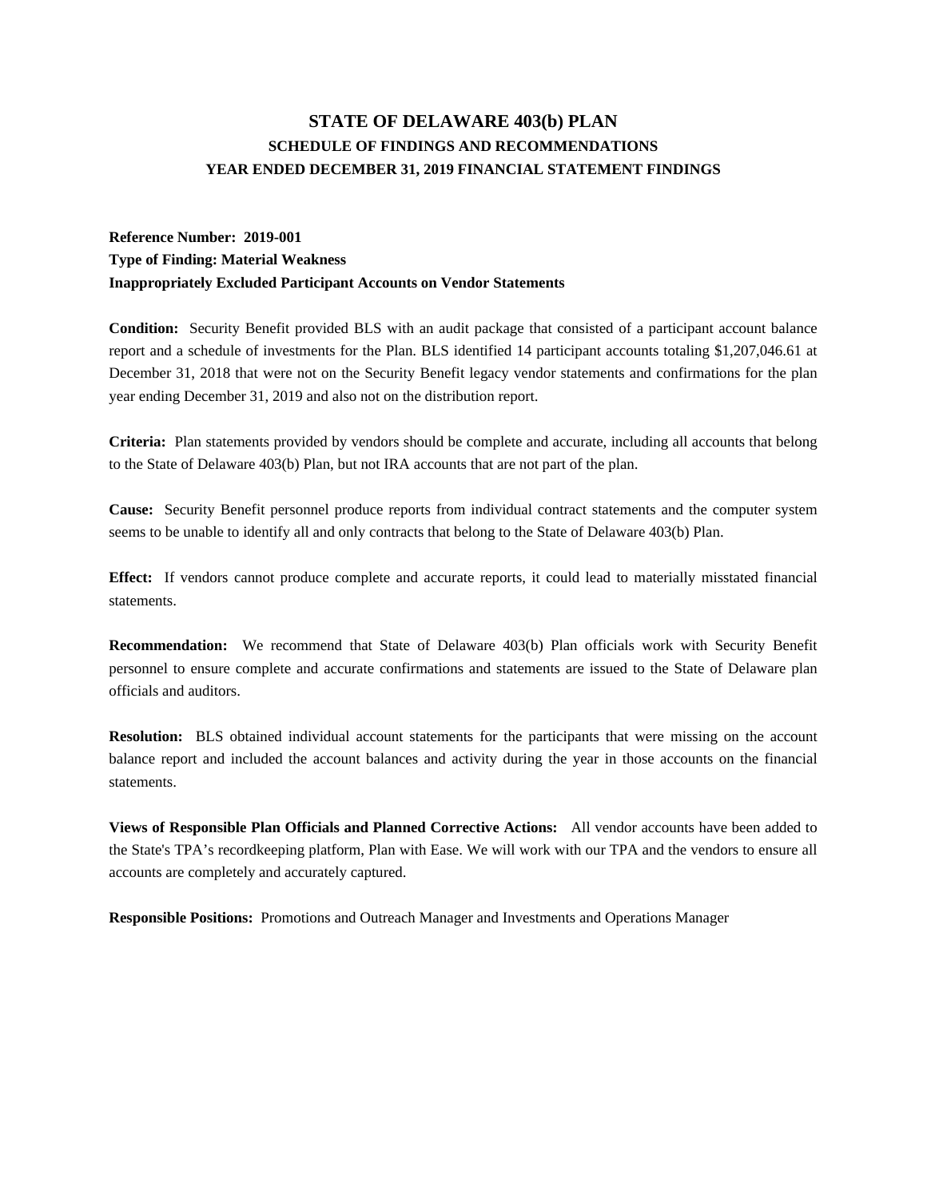# STATE OF DELAWARE 403(b) PLAN

## SCHEDULE OF FINDINGS AND RECOMMENDATIONS

## YEAR ENDED DECEMBER 31, 2019 FINANCIAL STATEMENT FINDINGS

**Reference Number: 2019-001**
**Type of Finding: Material Weakness**
**Inappropriately Excluded Participant Accounts on Vendor Statements**

**Condition:** Security Benefit provided BLS with an audit package that consisted of a participant account balance report and a schedule of investments for the Plan. BLS identified 14 participant accounts totaling $1,207,046.61 at December 31, 2018 that were not on the Security Benefit legacy vendor statements and confirmations for the plan year ending December 31, 2019 and also not on the distribution report.

**Criteria:** Plan statements provided by vendors should be complete and accurate, including all accounts that belong to the State of Delaware 403(b) Plan, but not IRA accounts that are not part of the plan.

**Cause:** Security Benefit personnel produce reports from individual contract statements and the computer system seems to be unable to identify all and only contracts that belong to the State of Delaware 403(b) Plan.

**Effect:** If vendors cannot produce complete and accurate reports, it could lead to materially misstated financial statements.

**Recommendation:** We recommend that State of Delaware 403(b) Plan officials work with Security Benefit personnel to ensure complete and accurate confirmations and statements are issued to the State of Delaware plan officials and auditors.

**Resolution:** BLS obtained individual account statements for the participants that were missing on the account balance report and included the account balances and activity during the year in those accounts on the financial statements.

**Views of Responsible Plan Officials and Planned Corrective Actions:** All vendor accounts have been added to the State's TPA's recordkeeping platform, Plan with Ease. We will work with our TPA and the vendors to ensure all accounts are completely and accurately captured.

**Responsible Positions:** Promotions and Outreach Manager and Investments and Operations Manager